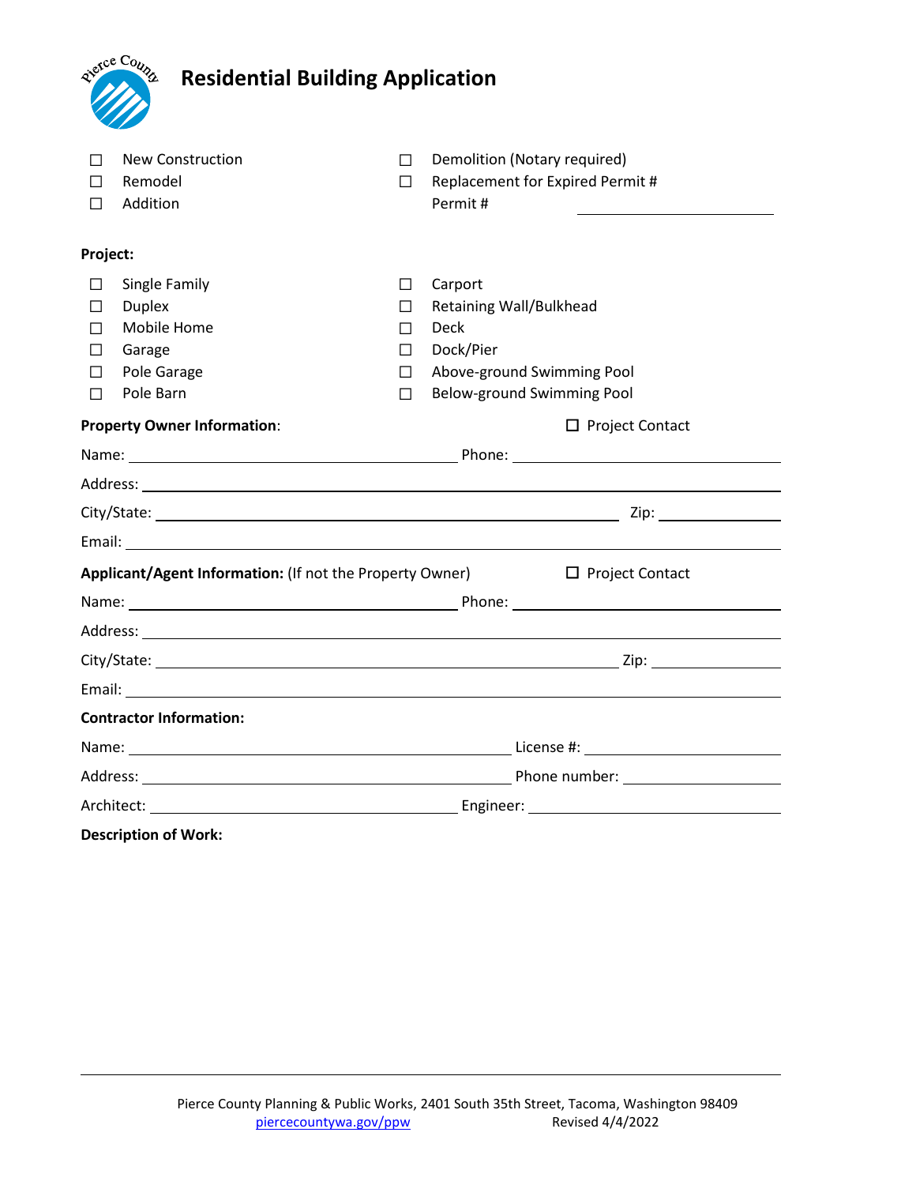# Residential Building Application

- ☐ New Construction
- ☐ Remodel
- ☐ Addition
- ☐ Demolition (Notary required)
- ☐ Replacement for Expired Permit # Permit # \_\_\_\_\_\_\_\_\_\_\_\_\_\_\_\_

**Project:**

- ☐ Single Family
- ☐ Duplex
- ☐ Mobile Home
- ☐ Garage
- ☐ Pole Garage
- ☐ Pole Barn
- ☐ Carport
- ☐ Retaining Wall/Bulkhead
- ☐ Deck
- ☐ Dock/Pier
- ☐ Above-ground Swimming Pool
- ☐ Below-ground Swimming Pool

**Property Owner Information**: ☐ Project Contact

Name: \_\_\_\_\_\_\_\_\_\_\_\_\_\_\_\_\_\_\_\_ Phone: \_\_\_\_\_\_\_\_\_\_\_\_\_\_\_\_

Address: \_\_\_\_\_\_\_\_\_\_\_\_\_\_\_\_\_\_\_\_\_\_\_\_\_\_\_\_\_\_\_\_

City/State: \_\_\_\_\_\_\_\_\_\_\_\_\_\_\_\_\_\_\_\_\_\_\_\_ Zip: \_\_\_\_\_\_\_\_

Email: \_\_\_\_\_\_\_\_\_\_\_\_\_\_\_\_\_\_\_\_\_\_\_\_\_\_\_\_\_\_\_\_

**Applicant/Agent Information:** (If not the Property Owner) ☐ Project Contact

Name: \_\_\_\_\_\_\_\_\_\_\_\_\_\_\_\_\_\_\_\_ Phone: \_\_\_\_\_\_\_\_\_\_\_\_\_\_\_\_

Address: \_\_\_\_\_\_\_\_\_\_\_\_\_\_\_\_\_\_\_\_\_\_\_\_\_\_\_\_\_\_\_\_

City/State: \_\_\_\_\_\_\_\_\_\_\_\_\_\_\_\_\_\_\_\_\_\_\_\_ Zip: \_\_\_\_\_\_\_\_

Email: \_\_\_\_\_\_\_\_\_\_\_\_\_\_\_\_\_\_\_\_\_\_\_\_\_\_\_\_\_\_\_\_

**Contractor Information:**

Name: \_\_\_\_\_\_\_\_\_\_\_\_\_\_\_\_\_\_\_\_ License #: \_\_\_\_\_\_\_\_\_\_\_\_\_\_\_\_

Address: \_\_\_\_\_\_\_\_\_\_\_\_\_\_\_\_\_\_\_\_ Phone number: \_\_\_\_\_\_\_\_\_\_\_\_\_\_\_\_

Architect: \_\_\_\_\_\_\_\_\_\_\_\_\_\_\_\_\_\_\_\_ Engineer: \_\_\_\_\_\_\_\_\_\_\_\_\_\_\_\_

**Description of Work:**

Pierce County Planning & Public Works, 2401 South 35th Street, Tacoma, Washington 98409
piercecountywa.gov/ppw Revised 4/4/2022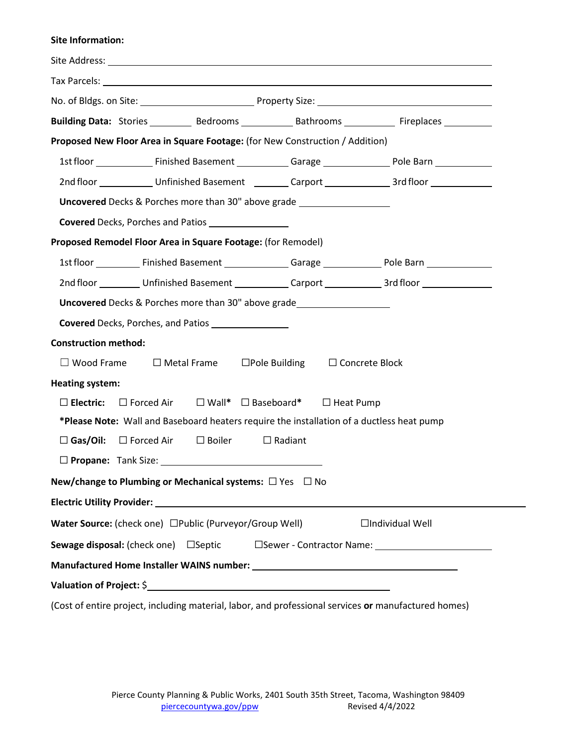**Site Information:**

Site Address: ______________________________

Tax Parcels: ______________________________

No. of Bldgs. on Site: ______________ Property Size: ______________

**Building Data:** Stories ________ Bedrooms ________ Bathrooms ________ Fireplaces ________

**Proposed New Floor Area in Square Footage:** (for New Construction / Addition)

1st floor ________ Finished Basement ________ Garage ________ Pole Barn ________

2nd floor ________ Unfinished Basement ________ Carport ________ 3rd floor ________

**Uncovered** Decks & Porches more than 30" above grade ________

**Covered** Decks, Porches and Patios ________

**Proposed Remodel Floor Area in Square Footage:** (for Remodel)

1st floor ________ Finished Basement ________ Garage ________ Pole Barn ________

2nd floor ________ Unfinished Basement ________ Carport ________ 3rd floor ________

**Uncovered** Decks & Porches more than 30" above grade ________

**Covered** Decks, Porches, and Patios ________

**Construction method:**

☐ Wood Frame ☐ Metal Frame ☐Pole Building ☐ Concrete Block

**Heating system:**

☐ **Electric:** ☐ Forced Air ☐ Wall* ☐ Baseboard* ☐ Heat Pump

***Please Note:** Wall and Baseboard heaters require the installation of a ductless heat pump

☐ **Gas/Oil:** ☐ Forced Air ☐ Boiler ☐ Radiant

☐ **Propane:** Tank Size: ______________

**New/change to Plumbing or Mechanical systems:** ☐ Yes ☐ No

**Electric Utility Provider:** ______________________________

**Water Source:** (check one) ☐Public (Purveyor/Group Well) ☐Individual Well

**Sewage disposal:** (check one) ☐Septic ☐Sewer - Contractor Name: ______________

**Manufactured Home Installer WAINS number:** ______________________________

**Valuation of Project:** $______________________________

(Cost of entire project, including material, labor, and professional services **or** manufactured homes)

Pierce County Planning & Public Works, 2401 South 35th Street, Tacoma, Washington 98409
piercecountywa.gov/ppw Revised 4/4/2022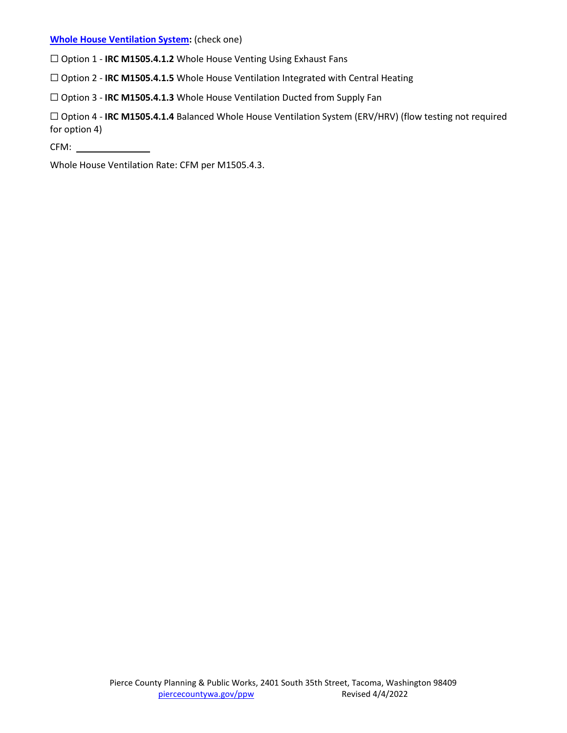[**Whole House Ventilation System**](#)**:** (check one)

☐ Option 1 - **IRC M1505.4.1.2** Whole House Venting Using Exhaust Fans

☐ Option 2 - **IRC M1505.4.1.5** Whole House Ventilation Integrated with Central Heating

☐ Option 3 - **IRC M1505.4.1.3** Whole House Ventilation Ducted from Supply Fan

☐ Option 4 - **IRC M1505.4.1.4** Balanced Whole House Ventilation System (ERV/HRV) (flow testing not required for option 4)

CFM: ______________

Whole House Ventilation Rate: CFM per M1505.4.3.

Pierce County Planning & Public Works, 2401 South 35th Street, Tacoma, Washington 98409
piercecountywa.gov/ppw Revised 4/4/2022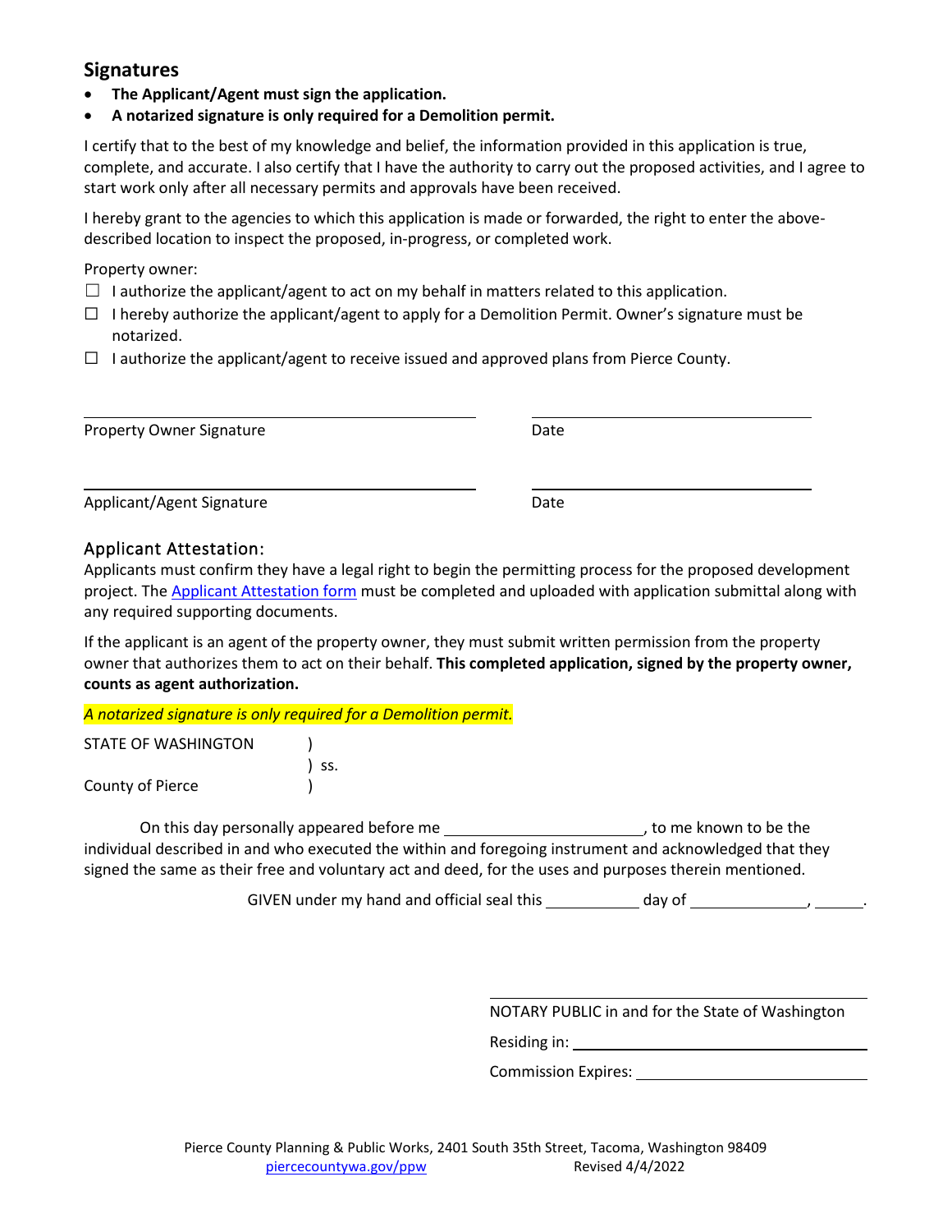## Signatures

- **The Applicant/Agent must sign the application.**
- **A notarized signature is only required for a Demolition permit.**

I certify that to the best of my knowledge and belief, the information provided in this application is true, complete, and accurate. I also certify that I have the authority to carry out the proposed activities, and I agree to start work only after all necessary permits and approvals have been received.

I hereby grant to the agencies to which this application is made or forwarded, the right to enter the above-described location to inspect the proposed, in-progress, or completed work.

Property owner:

☐ I authorize the applicant/agent to act on my behalf in matters related to this application.

☐ I hereby authorize the applicant/agent to apply for a Demolition Permit. Owner's signature must be notarized.

☐ I authorize the applicant/agent to receive issued and approved plans from Pierce County.

\_\_\_\_\_\_\_\_\_\_\_\_\_\_\_\_\_\_\_\_\_\_\_\_\_\_\_\_\_\_\_\_\_\_\_\_ &nbsp;&nbsp;&nbsp; \_\_\_\_\_\_\_\_\_\_\_\_\_\_\_\_\_\_\_\_\_\_\_\_\_\_

Property Owner Signature &nbsp;&nbsp;&nbsp; Date

\_\_\_\_\_\_\_\_\_\_\_\_\_\_\_\_\_\_\_\_\_\_\_\_\_\_\_\_\_\_\_\_\_\_\_\_ &nbsp;&nbsp;&nbsp; \_\_\_\_\_\_\_\_\_\_\_\_\_\_\_\_\_\_\_\_\_\_\_\_\_\_

Applicant/Agent Signature &nbsp;&nbsp;&nbsp; Date

### Applicant Attestation:

Applicants must confirm they have a legal right to begin the permitting process for the proposed development project. The Applicant Attestation form must be completed and uploaded with application submittal along with any required supporting documents.

If the applicant is an agent of the property owner, they must submit written permission from the property owner that authorizes them to act on their behalf. **This completed application, signed by the property owner, counts as agent authorization.**

*A notarized signature is only required for a Demolition permit.*

STATE OF WASHINGTON )
) ss.
County of Pierce )

On this day personally appeared before me \_\_\_\_\_\_\_\_\_\_\_\_\_\_\_\_\_\_\_\_\_\_\_\_, to me known to be the individual described in and who executed the within and foregoing instrument and acknowledged that they signed the same as their free and voluntary act and deed, for the uses and purposes therein mentioned.

GIVEN under my hand and official seal this \_\_\_\_\_\_\_\_\_\_\_ day of \_\_\_\_\_\_\_\_\_\_\_\_\_\_, \_\_\_\_\_\_.

\_\_\_\_\_\_\_\_\_\_\_\_\_\_\_\_\_\_\_\_\_\_\_\_\_\_\_\_\_\_\_\_\_\_\_\_\_\_\_\_

NOTARY PUBLIC in and for the State of Washington

Residing in: \_\_\_\_\_\_\_\_\_\_\_\_\_\_\_\_\_\_\_\_\_\_\_\_\_\_\_\_\_\_

Commission Expires: \_\_\_\_\_\_\_\_\_\_\_\_\_\_\_\_\_\_\_\_\_\_\_\_

Pierce County Planning & Public Works, 2401 South 35th Street, Tacoma, Washington 98409
piercecountywa.gov/ppw Revised 4/4/2022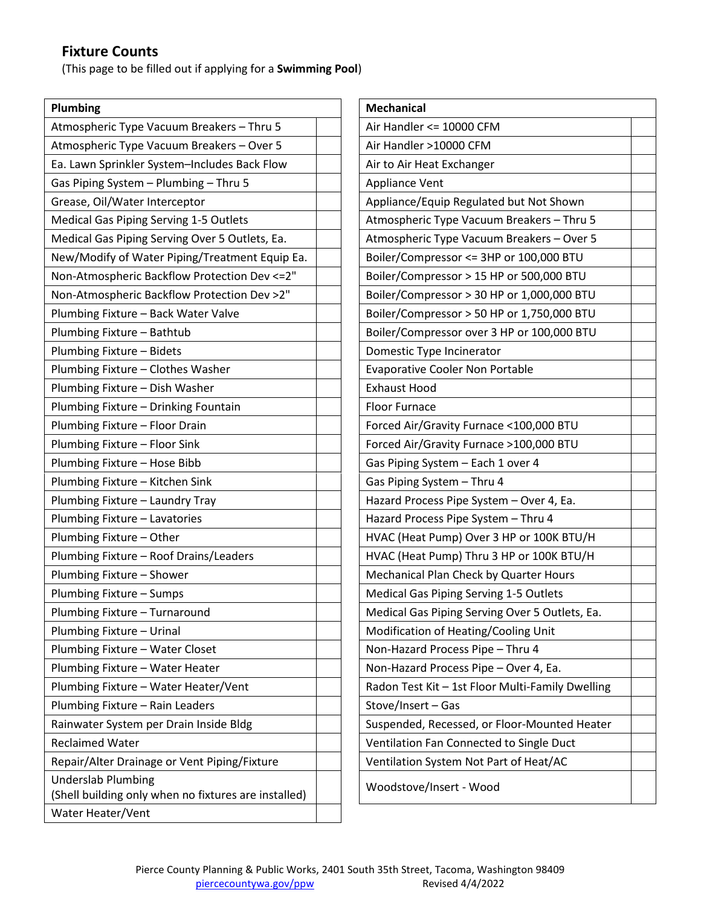## Fixture Counts

(This page to be filled out if applying for a **Swimming Pool**)

| Plumbing | |
|---|---|
| Atmospheric Type Vacuum Breakers – Thru 5 | |
| Atmospheric Type Vacuum Breakers – Over 5 | |
| Ea. Lawn Sprinkler System–Includes Back Flow | |
| Gas Piping System – Plumbing – Thru 5 | |
| Grease, Oil/Water Interceptor | |
| Medical Gas Piping Serving 1-5 Outlets | |
| Medical Gas Piping Serving Over 5 Outlets, Ea. | |
| New/Modify of Water Piping/Treatment Equip Ea. | |
| Non-Atmospheric Backflow Protection Dev <=2" | |
| Non-Atmospheric Backflow Protection Dev >2" | |
| Plumbing Fixture – Back Water Valve | |
| Plumbing Fixture – Bathtub | |
| Plumbing Fixture – Bidets | |
| Plumbing Fixture – Clothes Washer | |
| Plumbing Fixture – Dish Washer | |
| Plumbing Fixture – Drinking Fountain | |
| Plumbing Fixture – Floor Drain | |
| Plumbing Fixture – Floor Sink | |
| Plumbing Fixture – Hose Bibb | |
| Plumbing Fixture – Kitchen Sink | |
| Plumbing Fixture – Laundry Tray | |
| Plumbing Fixture – Lavatories | |
| Plumbing Fixture – Other | |
| Plumbing Fixture – Roof Drains/Leaders | |
| Plumbing Fixture – Shower | |
| Plumbing Fixture – Sumps | |
| Plumbing Fixture – Turnaround | |
| Plumbing Fixture – Urinal | |
| Plumbing Fixture – Water Closet | |
| Plumbing Fixture – Water Heater | |
| Plumbing Fixture – Water Heater/Vent | |
| Plumbing Fixture – Rain Leaders | |
| Rainwater System per Drain Inside Bldg | |
| Reclaimed Water | |
| Repair/Alter Drainage or Vent Piping/Fixture | |
| Underslab Plumbing (Shell building only when no fixtures are installed) | |
| Water Heater/Vent | |

| Mechanical | |
|---|---|
| Air Handler <= 10000 CFM | |
| Air Handler >10000 CFM | |
| Air to Air Heat Exchanger | |
| Appliance Vent | |
| Appliance/Equip Regulated but Not Shown | |
| Atmospheric Type Vacuum Breakers – Thru 5 | |
| Atmospheric Type Vacuum Breakers – Over 5 | |
| Boiler/Compressor <= 3HP or 100,000 BTU | |
| Boiler/Compressor > 15 HP or 500,000 BTU | |
| Boiler/Compressor > 30 HP or 1,000,000 BTU | |
| Boiler/Compressor > 50 HP or 1,750,000 BTU | |
| Boiler/Compressor over 3 HP or 100,000 BTU | |
| Domestic Type Incinerator | |
| Evaporative Cooler Non Portable | |
| Exhaust Hood | |
| Floor Furnace | |
| Forced Air/Gravity Furnace <100,000 BTU | |
| Forced Air/Gravity Furnace >100,000 BTU | |
| Gas Piping System – Each 1 over 4 | |
| Gas Piping System – Thru 4 | |
| Hazard Process Pipe System – Over 4, Ea. | |
| Hazard Process Pipe System – Thru 4 | |
| HVAC (Heat Pump) Over 3 HP or 100K BTU/H | |
| HVAC (Heat Pump) Thru 3 HP or 100K BTU/H | |
| Mechanical Plan Check by Quarter Hours | |
| Medical Gas Piping Serving 1-5 Outlets | |
| Medical Gas Piping Serving Over 5 Outlets, Ea. | |
| Modification of Heating/Cooling Unit | |
| Non-Hazard Process Pipe – Thru 4 | |
| Non-Hazard Process Pipe – Over 4, Ea. | |
| Radon Test Kit – 1st Floor Multi-Family Dwelling | |
| Stove/Insert – Gas | |
| Suspended, Recessed, or Floor-Mounted Heater | |
| Ventilation Fan Connected to Single Duct | |
| Ventilation System Not Part of Heat/AC | |
| Woodstove/Insert - Wood | |

Pierce County Planning & Public Works, 2401 South 35th Street, Tacoma, Washington 98409
piercecountywa.gov/ppw Revised 4/4/2022